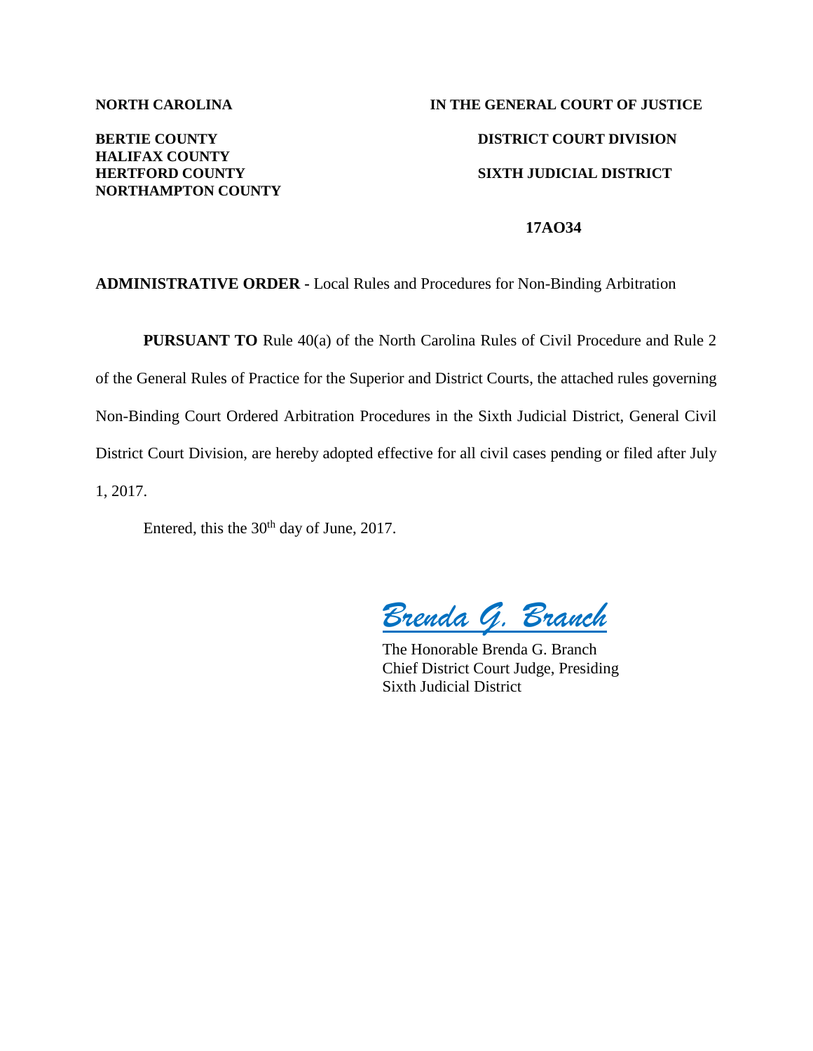**NORTH CAROLINA** | **IN THE GENERAL COURT OF JUSTICE**

**BERTIE COUNTY**
**HALIFAX COUNTY**
**HERTFORD COUNTY**
**NORTHAMPTON COUNTY**

**DISTRICT COURT DIVISION**

**SIXTH JUDICIAL DISTRICT**

**17AO34**

**ADMINISTRATIVE ORDER -** Local Rules and Procedures for Non-Binding Arbitration

**PURSUANT TO** Rule 40(a) of the North Carolina Rules of Civil Procedure and Rule 2 of the General Rules of Practice for the Superior and District Courts, the attached rules governing Non-Binding Court Ordered Arbitration Procedures in the Sixth Judicial District, General Civil District Court Division, are hereby adopted effective for all civil cases pending or filed after July 1, 2017.

Entered, this the 30th day of June, 2017.

*Brenda G. Branch*

The Honorable Brenda G. Branch
Chief District Court Judge, Presiding
Sixth Judicial District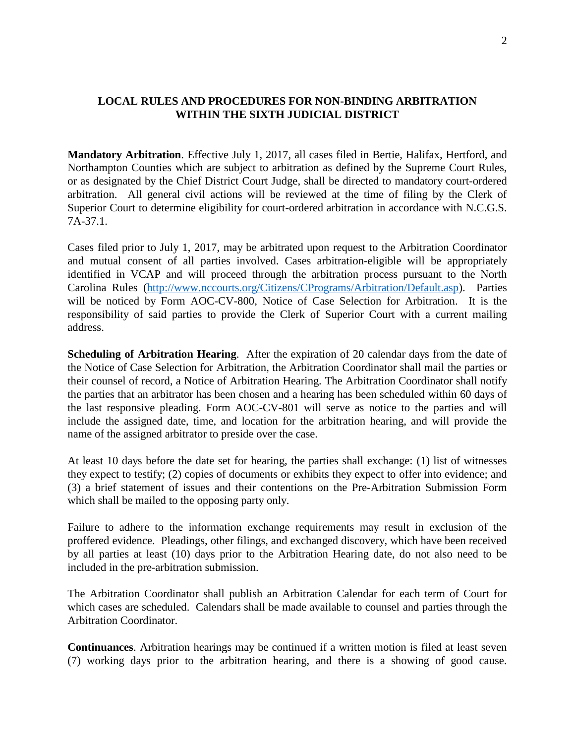## LOCAL RULES AND PROCEDURES FOR NON-BINDING ARBITRATION WITHIN THE SIXTH JUDICIAL DISTRICT

**Mandatory Arbitration**. Effective July 1, 2017, all cases filed in Bertie, Halifax, Hertford, and Northampton Counties which are subject to arbitration as defined by the Supreme Court Rules, or as designated by the Chief District Court Judge, shall be directed to mandatory court-ordered arbitration. All general civil actions will be reviewed at the time of filing by the Clerk of Superior Court to determine eligibility for court-ordered arbitration in accordance with N.C.G.S. 7A-37.1.

Cases filed prior to July 1, 2017, may be arbitrated upon request to the Arbitration Coordinator and mutual consent of all parties involved. Cases arbitration-eligible will be appropriately identified in VCAP and will proceed through the arbitration process pursuant to the North Carolina Rules (http://www.nccourts.org/Citizens/CPrograms/Arbitration/Default.asp). Parties will be noticed by Form AOC-CV-800, Notice of Case Selection for Arbitration. It is the responsibility of said parties to provide the Clerk of Superior Court with a current mailing address.

**Scheduling of Arbitration Hearing**. After the expiration of 20 calendar days from the date of the Notice of Case Selection for Arbitration, the Arbitration Coordinator shall mail the parties or their counsel of record, a Notice of Arbitration Hearing. The Arbitration Coordinator shall notify the parties that an arbitrator has been chosen and a hearing has been scheduled within 60 days of the last responsive pleading. Form AOC-CV-801 will serve as notice to the parties and will include the assigned date, time, and location for the arbitration hearing, and will provide the name of the assigned arbitrator to preside over the case.

At least 10 days before the date set for hearing, the parties shall exchange: (1) list of witnesses they expect to testify; (2) copies of documents or exhibits they expect to offer into evidence; and (3) a brief statement of issues and their contentions on the Pre-Arbitration Submission Form which shall be mailed to the opposing party only.

Failure to adhere to the information exchange requirements may result in exclusion of the proffered evidence. Pleadings, other filings, and exchanged discovery, which have been received by all parties at least (10) days prior to the Arbitration Hearing date, do not also need to be included in the pre-arbitration submission.

The Arbitration Coordinator shall publish an Arbitration Calendar for each term of Court for which cases are scheduled. Calendars shall be made available to counsel and parties through the Arbitration Coordinator.

**Continuances**. Arbitration hearings may be continued if a written motion is filed at least seven (7) working days prior to the arbitration hearing, and there is a showing of good cause.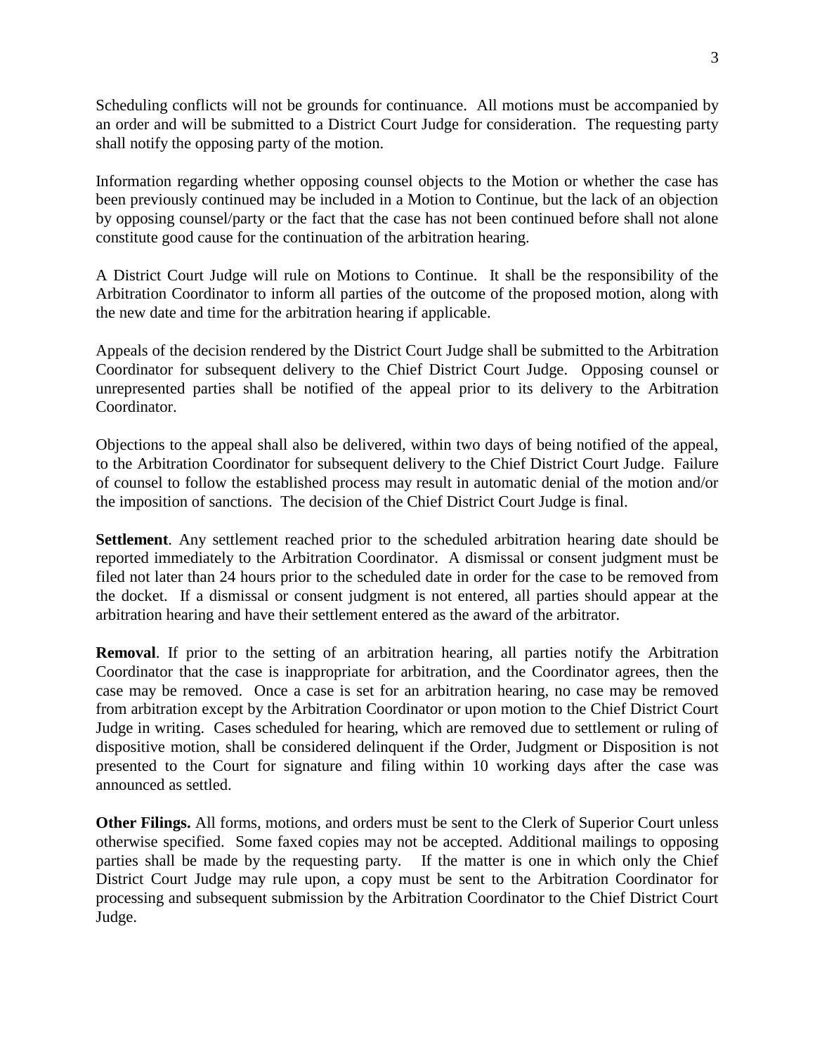Scheduling conflicts will not be grounds for continuance. All motions must be accompanied by an order and will be submitted to a District Court Judge for consideration. The requesting party shall notify the opposing party of the motion.

Information regarding whether opposing counsel objects to the Motion or whether the case has been previously continued may be included in a Motion to Continue, but the lack of an objection by opposing counsel/party or the fact that the case has not been continued before shall not alone constitute good cause for the continuation of the arbitration hearing.

A District Court Judge will rule on Motions to Continue. It shall be the responsibility of the Arbitration Coordinator to inform all parties of the outcome of the proposed motion, along with the new date and time for the arbitration hearing if applicable.

Appeals of the decision rendered by the District Court Judge shall be submitted to the Arbitration Coordinator for subsequent delivery to the Chief District Court Judge. Opposing counsel or unrepresented parties shall be notified of the appeal prior to its delivery to the Arbitration Coordinator.

Objections to the appeal shall also be delivered, within two days of being notified of the appeal, to the Arbitration Coordinator for subsequent delivery to the Chief District Court Judge. Failure of counsel to follow the established process may result in automatic denial of the motion and/or the imposition of sanctions. The decision of the Chief District Court Judge is final.

**Settlement**. Any settlement reached prior to the scheduled arbitration hearing date should be reported immediately to the Arbitration Coordinator. A dismissal or consent judgment must be filed not later than 24 hours prior to the scheduled date in order for the case to be removed from the docket. If a dismissal or consent judgment is not entered, all parties should appear at the arbitration hearing and have their settlement entered as the award of the arbitrator.

**Removal**. If prior to the setting of an arbitration hearing, all parties notify the Arbitration Coordinator that the case is inappropriate for arbitration, and the Coordinator agrees, then the case may be removed. Once a case is set for an arbitration hearing, no case may be removed from arbitration except by the Arbitration Coordinator or upon motion to the Chief District Court Judge in writing. Cases scheduled for hearing, which are removed due to settlement or ruling of dispositive motion, shall be considered delinquent if the Order, Judgment or Disposition is not presented to the Court for signature and filing within 10 working days after the case was announced as settled.

**Other Filings.** All forms, motions, and orders must be sent to the Clerk of Superior Court unless otherwise specified. Some faxed copies may not be accepted. Additional mailings to opposing parties shall be made by the requesting party. If the matter is one in which only the Chief District Court Judge may rule upon, a copy must be sent to the Arbitration Coordinator for processing and subsequent submission by the Arbitration Coordinator to the Chief District Court Judge.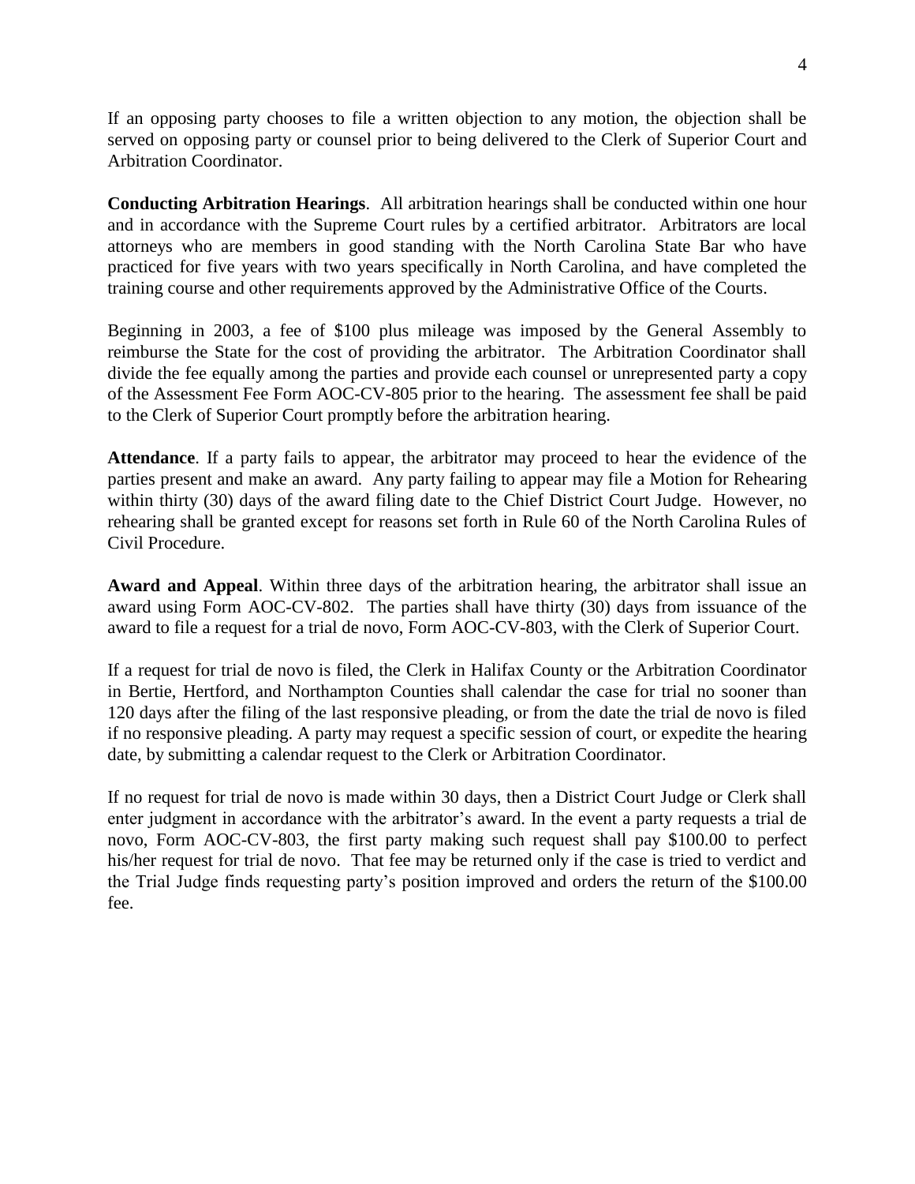If an opposing party chooses to file a written objection to any motion, the objection shall be served on opposing party or counsel prior to being delivered to the Clerk of Superior Court and Arbitration Coordinator.

**Conducting Arbitration Hearings**. All arbitration hearings shall be conducted within one hour and in accordance with the Supreme Court rules by a certified arbitrator. Arbitrators are local attorneys who are members in good standing with the North Carolina State Bar who have practiced for five years with two years specifically in North Carolina, and have completed the training course and other requirements approved by the Administrative Office of the Courts.

Beginning in 2003, a fee of $100 plus mileage was imposed by the General Assembly to reimburse the State for the cost of providing the arbitrator. The Arbitration Coordinator shall divide the fee equally among the parties and provide each counsel or unrepresented party a copy of the Assessment Fee Form AOC-CV-805 prior to the hearing. The assessment fee shall be paid to the Clerk of Superior Court promptly before the arbitration hearing.

**Attendance**. If a party fails to appear, the arbitrator may proceed to hear the evidence of the parties present and make an award. Any party failing to appear may file a Motion for Rehearing within thirty (30) days of the award filing date to the Chief District Court Judge. However, no rehearing shall be granted except for reasons set forth in Rule 60 of the North Carolina Rules of Civil Procedure.

**Award and Appeal**. Within three days of the arbitration hearing, the arbitrator shall issue an award using Form AOC-CV-802. The parties shall have thirty (30) days from issuance of the award to file a request for a trial de novo, Form AOC-CV-803, with the Clerk of Superior Court.

If a request for trial de novo is filed, the Clerk in Halifax County or the Arbitration Coordinator in Bertie, Hertford, and Northampton Counties shall calendar the case for trial no sooner than 120 days after the filing of the last responsive pleading, or from the date the trial de novo is filed if no responsive pleading. A party may request a specific session of court, or expedite the hearing date, by submitting a calendar request to the Clerk or Arbitration Coordinator.

If no request for trial de novo is made within 30 days, then a District Court Judge or Clerk shall enter judgment in accordance with the arbitrator's award. In the event a party requests a trial de novo, Form AOC-CV-803, the first party making such request shall pay $100.00 to perfect his/her request for trial de novo. That fee may be returned only if the case is tried to verdict and the Trial Judge finds requesting party's position improved and orders the return of the $100.00 fee.